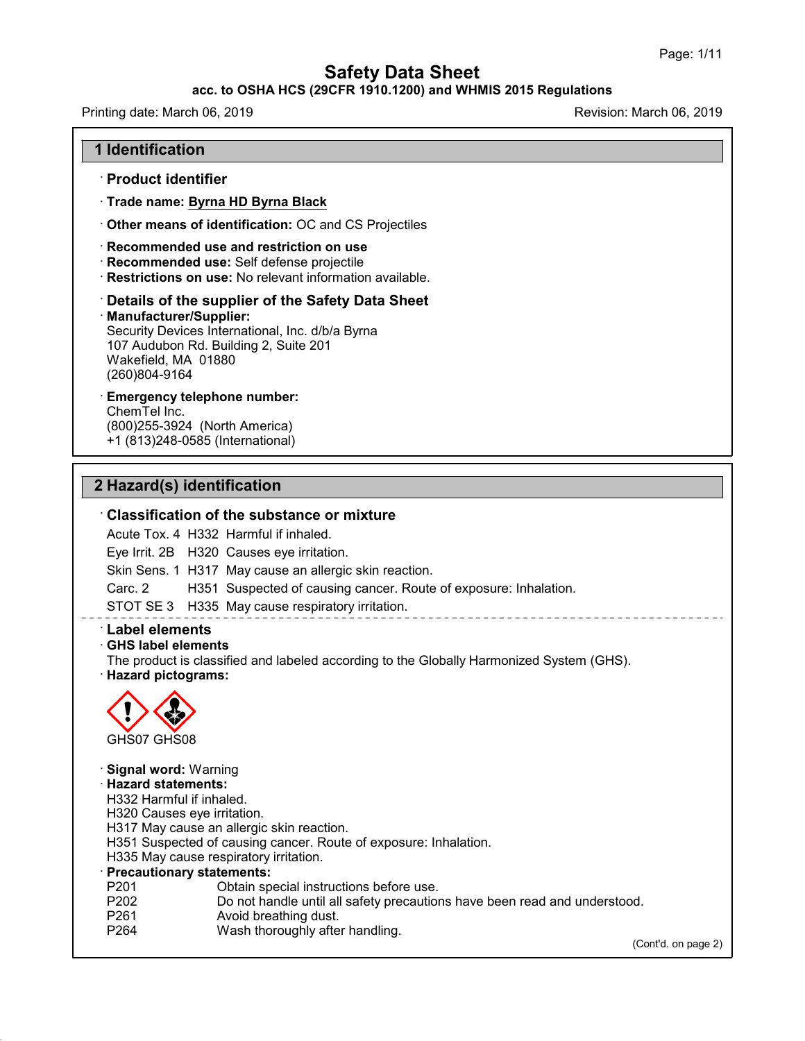# Safety Data Sheet

**acc. to OSHA HCS (29CFR 1910.1200) and WHMIS 2015 Regulations**

Printing date: March 06, 2019 Revision: March 06, 2019

## 1 Identification

· **Product identifier**

· **Trade name: Byrna HD Byrna Black**

· **Other means of identification:** OC and CS Projectiles

· **Recommended use and restriction on use**
· **Recommended use:** Self defense projectile
· **Restrictions on use:** No relevant information available.

· **Details of the supplier of the Safety Data Sheet**
· **Manufacturer/Supplier:**
Security Devices International, Inc. d/b/a Byrna
107 Audubon Rd. Building 2, Suite 201
Wakefield, MA 01880
(260)804-9164

· **Emergency telephone number:**
ChemTel Inc.
(800)255-3924 (North America)
+1 (813)248-0585 (International)

## 2 Hazard(s) identification

· **Classification of the substance or mixture**

Acute Tox. 4 H332 Harmful if inhaled.
Eye Irrit. 2B H320 Causes eye irritation.
Skin Sens. 1 H317 May cause an allergic skin reaction.
Carc. 2 H351 Suspected of causing cancer. Route of exposure: Inhalation.
STOT SE 3 H335 May cause respiratory irritation.

· **Label elements**
· **GHS label elements**
The product is classified and labeled according to the Globally Harmonized System (GHS).
· **Hazard pictograms:**

GHS07 GHS08

· **Signal word:** Warning
· **Hazard statements:**
H332 Harmful if inhaled.
H320 Causes eye irritation.
H317 May cause an allergic skin reaction.
H351 Suspected of causing cancer. Route of exposure: Inhalation.
H335 May cause respiratory irritation.
· **Precautionary statements:**
P201 Obtain special instructions before use.
P202 Do not handle until all safety precautions have been read and understood.
P261 Avoid breathing dust.
P264 Wash thoroughly after handling.

(Cont'd. on page 2)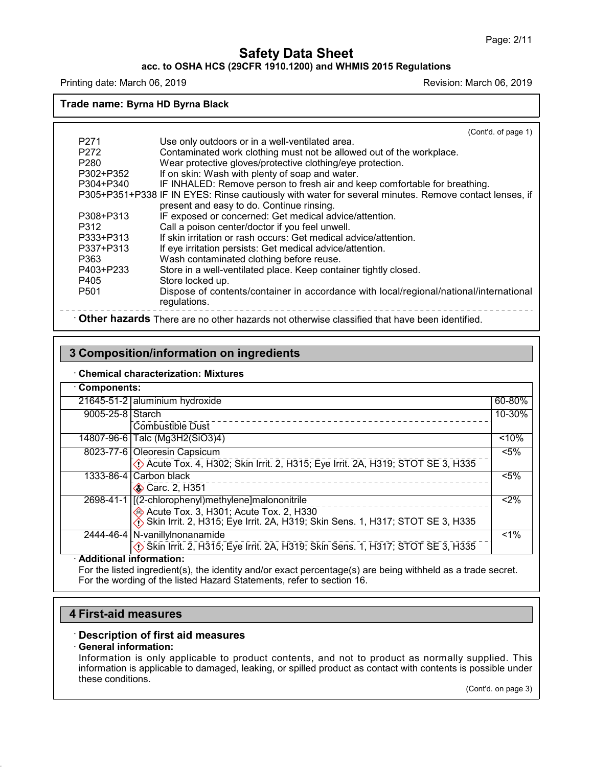**Trade name: Byrna HD Byrna Black**

(Cont'd. of page 1)

| | |
|---|---|
| P271 | Use only outdoors or in a well-ventilated area. |
| P272 | Contaminated work clothing must not be allowed out of the workplace. |
| P280 | Wear protective gloves/protective clothing/eye protection. |
| P302+P352 | If on skin: Wash with plenty of soap and water. |
| P304+P340 | IF INHALED: Remove person to fresh air and keep comfortable for breathing. |
| P305+P351+P338 | IF IN EYES: Rinse cautiously with water for several minutes. Remove contact lenses, if present and easy to do. Continue rinsing. |
| P308+P313 | IF exposed or concerned: Get medical advice/attention. |
| P312 | Call a poison center/doctor if you feel unwell. |
| P333+P313 | If skin irritation or rash occurs: Get medical advice/attention. |
| P337+P313 | If eye irritation persists: Get medical advice/attention. |
| P363 | Wash contaminated clothing before reuse. |
| P403+P233 | Store in a well-ventilated place. Keep container tightly closed. |
| P405 | Store locked up. |
| P501 | Dispose of contents/container in accordance with local/regional/national/international regulations. |

· **Other hazards** There are no other hazards not otherwise classified that have been identified.

## 3 Composition/information on ingredients

· **Chemical characterization: Mixtures**

· **Components:**

| CAS | Component | % |
|---|---|---|
| 21645-51-2 | aluminium hydroxide | 60-80% |
| 9005-25-8 | Starch<br>Combustible Dust | 10-30% |
| 14807-96-6 | Talc ($Mg_3H_2(SiO_3)_4$) | <10% |
| 8023-77-6 | Oleoresin Capsicum<br>Acute Tox. 4, H302; Skin Irrit. 2, H315; Eye Irrit. 2A, H319; STOT SE 3, H335 | <5% |
| 1333-86-4 | Carbon black<br>Carc. 2, H351 | <5% |
| 2698-41-1 | [(2-chlorophenyl)methylene]malononitrile<br>Acute Tox. 3, H301; Acute Tox. 2, H330<br>Skin Irrit. 2, H315; Eye Irrit. 2A, H319; Skin Sens. 1, H317; STOT SE 3, H335 | <2% |
| 2444-46-4 | N-vanillylnonanamide<br>Skin Irrit. 2, H315; Eye Irrit. 2A, H319; Skin Sens. 1, H317; STOT SE 3, H335 | <1% |

· **Additional information:**

For the listed ingredient(s), the identity and/or exact percentage(s) are being withheld as a trade secret.
For the wording of the listed Hazard Statements, refer to section 16.

## 4 First-aid measures

· **Description of first aid measures**

· **General information:**

Information is only applicable to product contents, and not to product as normally supplied. This information is applicable to damaged, leaking, or spilled product as contact with contents is possible under these conditions.

(Cont'd. on page 3)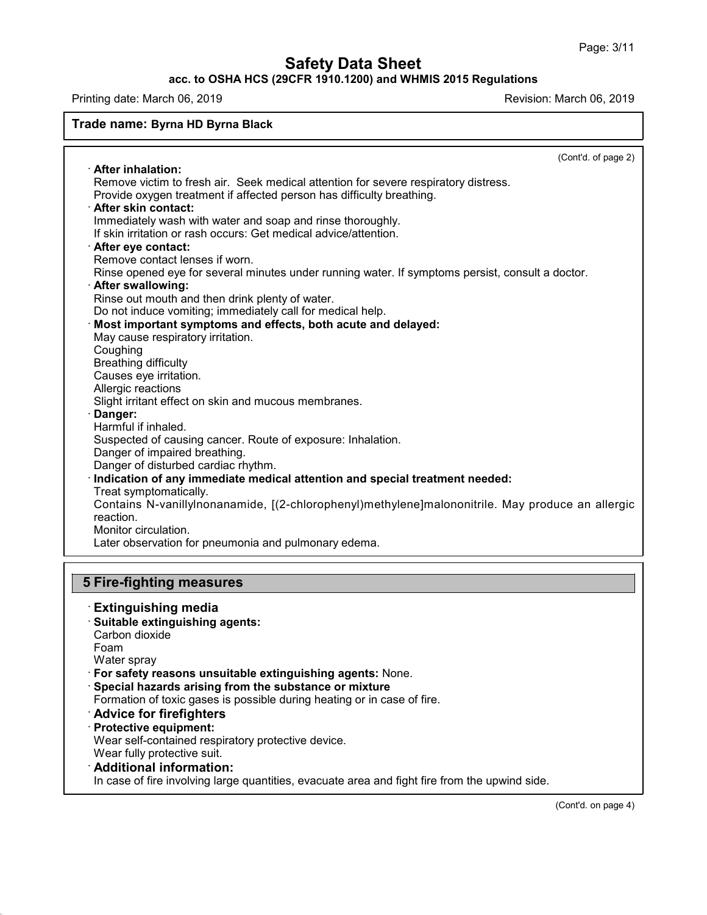(Cont'd. of page 2)

· **After inhalation:**
Remove victim to fresh air. Seek medical attention for severe respiratory distress.
Provide oxygen treatment if affected person has difficulty breathing.

· **After skin contact:**
Immediately wash with water and soap and rinse thoroughly.
If skin irritation or rash occurs: Get medical advice/attention.

· **After eye contact:**
Remove contact lenses if worn.
Rinse opened eye for several minutes under running water. If symptoms persist, consult a doctor.

· **After swallowing:**
Rinse out mouth and then drink plenty of water.
Do not induce vomiting; immediately call for medical help.

· **Most important symptoms and effects, both acute and delayed:**
May cause respiratory irritation.
Coughing
Breathing difficulty
Causes eye irritation.
Allergic reactions
Slight irritant effect on skin and mucous membranes.

· **Danger:**
Harmful if inhaled.
Suspected of causing cancer. Route of exposure: Inhalation.
Danger of impaired breathing.
Danger of disturbed cardiac rhythm.

· **Indication of any immediate medical attention and special treatment needed:**
Treat symptomatically.
Contains N-vanillylnonanamide, [(2-chlorophenyl)methylene]malononitrile. May produce an allergic reaction.
Monitor circulation.
Later observation for pneumonia and pulmonary edema.

## 5 Fire-fighting measures

### · Extinguishing media

· **Suitable extinguishing agents:**
Carbon dioxide
Foam
Water spray

· **For safety reasons unsuitable extinguishing agents:** None.

· **Special hazards arising from the substance or mixture**
Formation of toxic gases is possible during heating or in case of fire.

### · Advice for firefighters

· **Protective equipment:**
Wear self-contained respiratory protective device.
Wear fully protective suit.

### · Additional information:

In case of fire involving large quantities, evacuate area and fight fire from the upwind side.

(Cont'd. on page 4)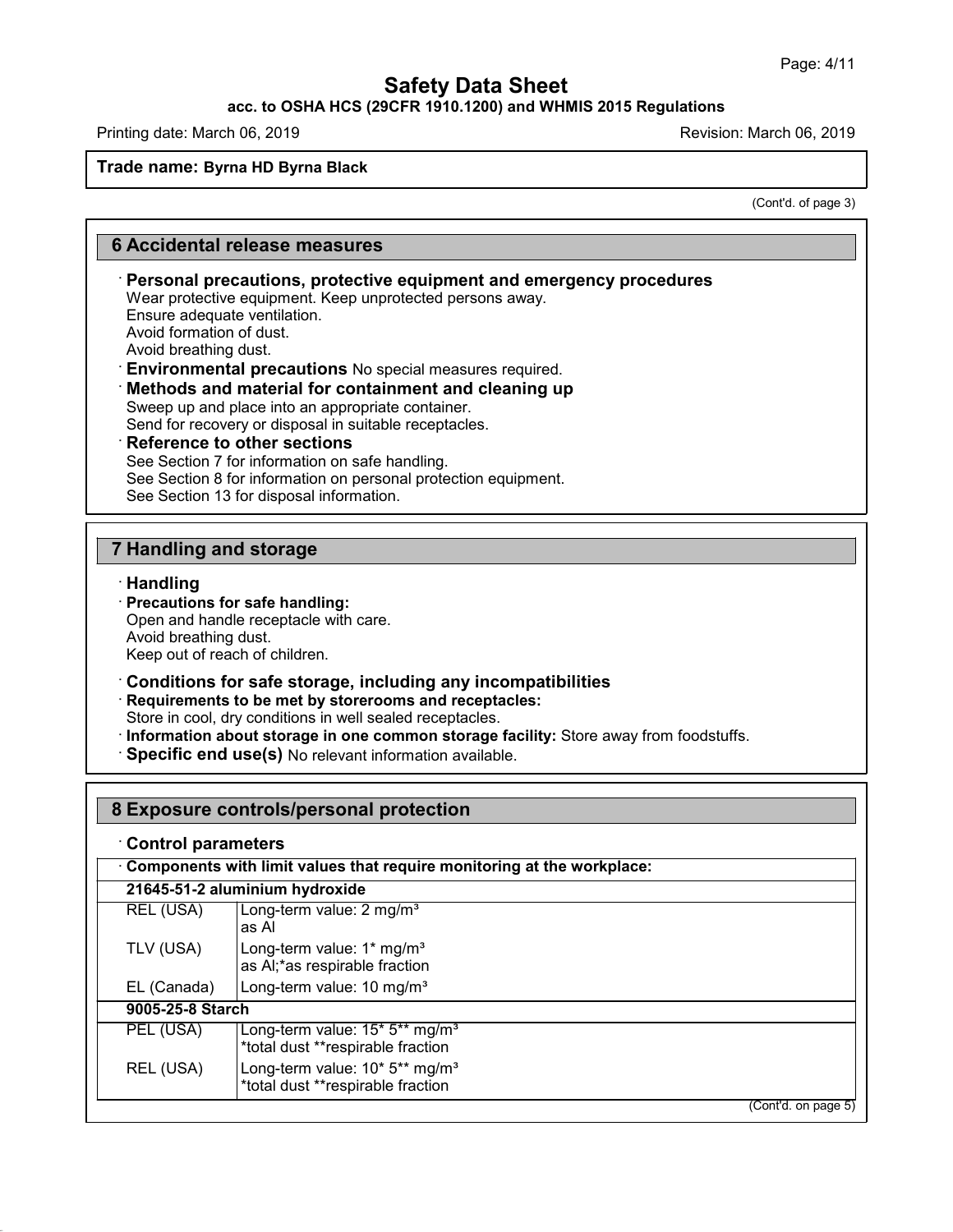**Trade name: Byrna HD Byrna Black**

(Cont'd. of page 3)

## 6 Accidental release measures

· **Personal precautions, protective equipment and emergency procedures**
Wear protective equipment. Keep unprotected persons away.
Ensure adequate ventilation.
Avoid formation of dust.
Avoid breathing dust.

· **Environmental precautions** No special measures required.

· **Methods and material for containment and cleaning up**
Sweep up and place into an appropriate container.
Send for recovery or disposal in suitable receptacles.

· **Reference to other sections**
See Section 7 for information on safe handling.
See Section 8 for information on personal protection equipment.
See Section 13 for disposal information.

## 7 Handling and storage

· **Handling**

· **Precautions for safe handling:**
Open and handle receptacle with care.
Avoid breathing dust.
Keep out of reach of children.

· **Conditions for safe storage, including any incompatibilities**

· **Requirements to be met by storerooms and receptacles:**
Store in cool, dry conditions in well sealed receptacles.

· **Information about storage in one common storage facility:** Store away from foodstuffs.

· **Specific end use(s)** No relevant information available.

## 8 Exposure controls/personal protection

· **Control parameters**

| · **Components with limit values that require monitoring at the workplace:** | |
|---|---|
| **21645-51-2 aluminium hydroxide** | |
| REL (USA) | Long-term value: 2 mg/m³<br>as Al |
| TLV (USA) | Long-term value: 1* mg/m³<br>as Al;*as respirable fraction |
| EL (Canada) | Long-term value: 10 mg/m³ |
| **9005-25-8 Starch** | |
| PEL (USA) | Long-term value: 15* 5** mg/m³<br>*total dust **respirable fraction |
| REL (USA) | Long-term value: 10* 5** mg/m³<br>*total dust **respirable fraction |

(Cont'd. on page 5)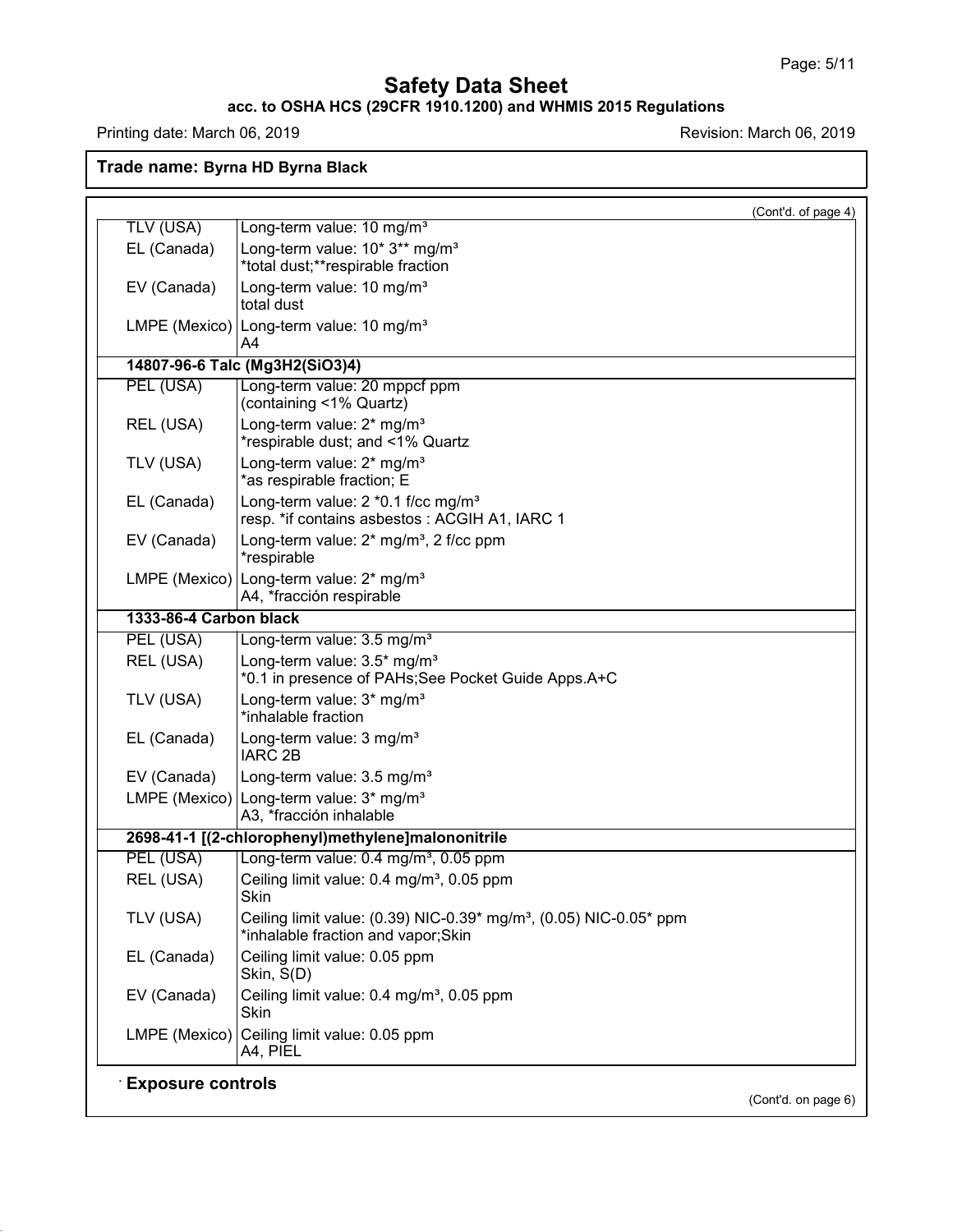(Cont'd. of page 4)

| | |
|---|---|
| TLV (USA) | Long-term value: 10 mg/m³ |
| EL (Canada) | Long-term value: 10* 3** mg/m³<br>*total dust;**respirable fraction |
| EV (Canada) | Long-term value: 10 mg/m³<br>total dust |
| LMPE (Mexico) | Long-term value: 10 mg/m³<br>A4 |
| **14807-96-6 Talc ($Mg_3H_2(SiO_3)_4$)** | |
| PEL (USA) | Long-term value: 20 mppcf ppm<br>(containing <1% Quartz) |
| REL (USA) | Long-term value: 2* mg/m³<br>*respirable dust; and <1% Quartz |
| TLV (USA) | Long-term value: 2* mg/m³<br>*as respirable fraction; E |
| EL (Canada) | Long-term value: 2 *0.1 f/cc mg/m³<br>resp. *if contains asbestos : ACGIH A1, IARC 1 |
| EV (Canada) | Long-term value: 2* mg/m³, 2 f/cc ppm<br>*respirable |
| LMPE (Mexico) | Long-term value: 2* mg/m³<br>A4, *fracción respirable |
| **1333-86-4 Carbon black** | |
| PEL (USA) | Long-term value: 3.5 mg/m³ |
| REL (USA) | Long-term value: 3.5* mg/m³<br>*0.1 in presence of PAHs;See Pocket Guide Apps.A+C |
| TLV (USA) | Long-term value: 3* mg/m³<br>*inhalable fraction |
| EL (Canada) | Long-term value: 3 mg/m³<br>IARC 2B |
| EV (Canada) | Long-term value: 3.5 mg/m³ |
| LMPE (Mexico) | Long-term value: 3* mg/m³<br>A3, *fracción inhalable |
| **2698-41-1 [(2-chlorophenyl)methylene]malononitrile** | |
| PEL (USA) | Long-term value: 0.4 mg/m³, 0.05 ppm |
| REL (USA) | Ceiling limit value: 0.4 mg/m³, 0.05 ppm<br>Skin |
| TLV (USA) | Ceiling limit value: (0.39) NIC-0.39* mg/m³, (0.05) NIC-0.05* ppm<br>*inhalable fraction and vapor;Skin |
| EL (Canada) | Ceiling limit value: 0.05 ppm<br>Skin, S(D) |
| EV (Canada) | Ceiling limit value: 0.4 mg/m³, 0.05 ppm<br>Skin |
| LMPE (Mexico) | Ceiling limit value: 0.05 ppm<br>A4, PIEL |

· **Exposure controls**

(Cont'd. on page 6)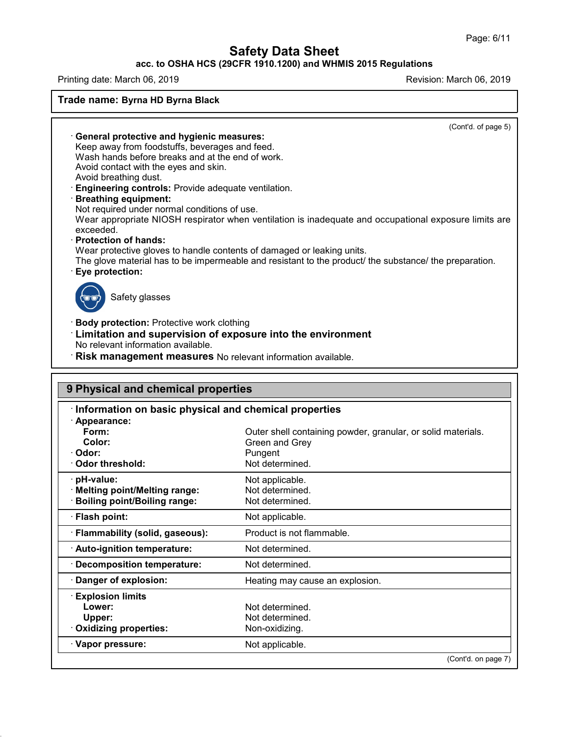**Trade name: Byrna HD Byrna Black**

(Cont'd. of page 5)

· **General protective and hygienic measures:**
Keep away from foodstuffs, beverages and feed.
Wash hands before breaks and at the end of work.
Avoid contact with the eyes and skin.
Avoid breathing dust.

· **Engineering controls:** Provide adequate ventilation.

· **Breathing equipment:**
Not required under normal conditions of use.
Wear appropriate NIOSH respirator when ventilation is inadequate and occupational exposure limits are exceeded.

· **Protection of hands:**
Wear protective gloves to handle contents of damaged or leaking units.
The glove material has to be impermeable and resistant to the product/ the substance/ the preparation.

· **Eye protection:**

Safety glasses

· **Body protection:** Protective work clothing

· **Limitation and supervision of exposure into the environment**
No relevant information available.

· **Risk management measures** No relevant information available.

## 9 Physical and chemical properties

· **Information on basic physical and chemical properties**

| Property | Value |
|---|---|
| · **Appearance:** | |
| **Form:** | Outer shell containing powder, granular, or solid materials. |
| **Color:** | Green and Grey |
| · **Odor:** | Pungent |
| · **Odor threshold:** | Not determined. |
| · **pH-value:** | Not applicable. |
| · **Melting point/Melting range:** | Not determined. |
| · **Boiling point/Boiling range:** | Not determined. |
| · **Flash point:** | Not applicable. |
| · **Flammability (solid, gaseous):** | Product is not flammable. |
| · **Auto-ignition temperature:** | Not determined. |
| · **Decomposition temperature:** | Not determined. |
| · **Danger of explosion:** | Heating may cause an explosion. |
| · **Explosion limits** | |
| **Lower:** | Not determined. |
| **Upper:** | Not determined. |
| · **Oxidizing properties:** | Non-oxidizing. |
| · **Vapor pressure:** | Not applicable. |

(Cont'd. on page 7)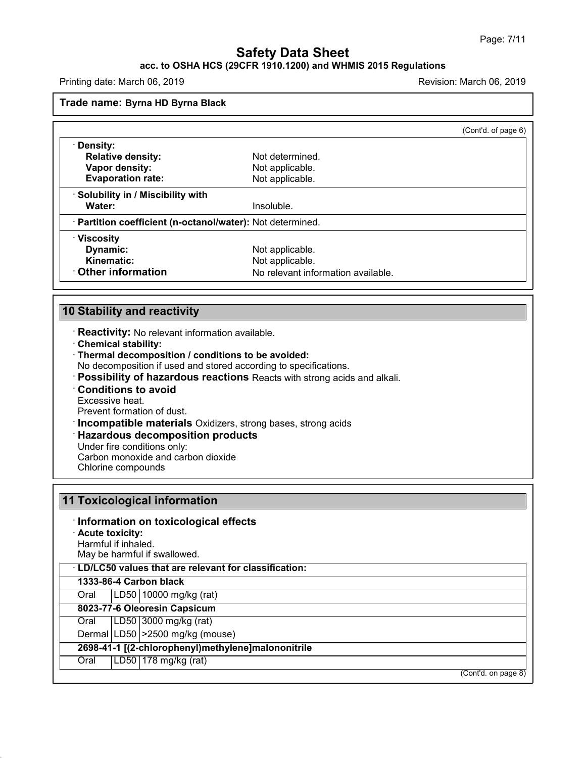(Cont'd. of page 6)

· **Density:**
  - **Relative density:** Not determined.
  - **Vapor density:** Not applicable.
  - **Evaporation rate:** Not applicable.

· **Solubility in / Miscibility with**
  - **Water:** Insoluble.

· **Partition coefficient (n-octanol/water):** Not determined.

· **Viscosity**
  - **Dynamic:** Not applicable.
  - **Kinematic:** Not applicable.

· **Other information** No relevant information available.

## 10 Stability and reactivity

· **Reactivity:** No relevant information available.

· **Chemical stability:**

· **Thermal decomposition / conditions to be avoided:**
No decomposition if used and stored according to specifications.

· **Possibility of hazardous reactions** Reacts with strong acids and alkali.

· **Conditions to avoid**
Excessive heat.
Prevent formation of dust.

· **Incompatible materials** Oxidizers, strong bases, strong acids

· **Hazardous decomposition products**
Under fire conditions only:
Carbon monoxide and carbon dioxide
Chlorine compounds

## 11 Toxicological information

· **Information on toxicological effects**

· **Acute toxicity:**
Harmful if inhaled.
May be harmful if swallowed.

· **LD/LC50 values that are relevant for classification:**

| | | |
|---|---|---|
| **1333-86-4 Carbon black** | | |
| Oral | LD50 | 10000 mg/kg (rat) |
| **8023-77-6 Oleoresin Capsicum** | | |
| Oral | LD50 | 3000 mg/kg (rat) |
| Dermal | LD50 | >2500 mg/kg (mouse) |
| **2698-41-1 [(2-chlorophenyl)methylene]malononitrile** | | |
| Oral | LD50 | 178 mg/kg (rat) |

(Cont'd. on page 8)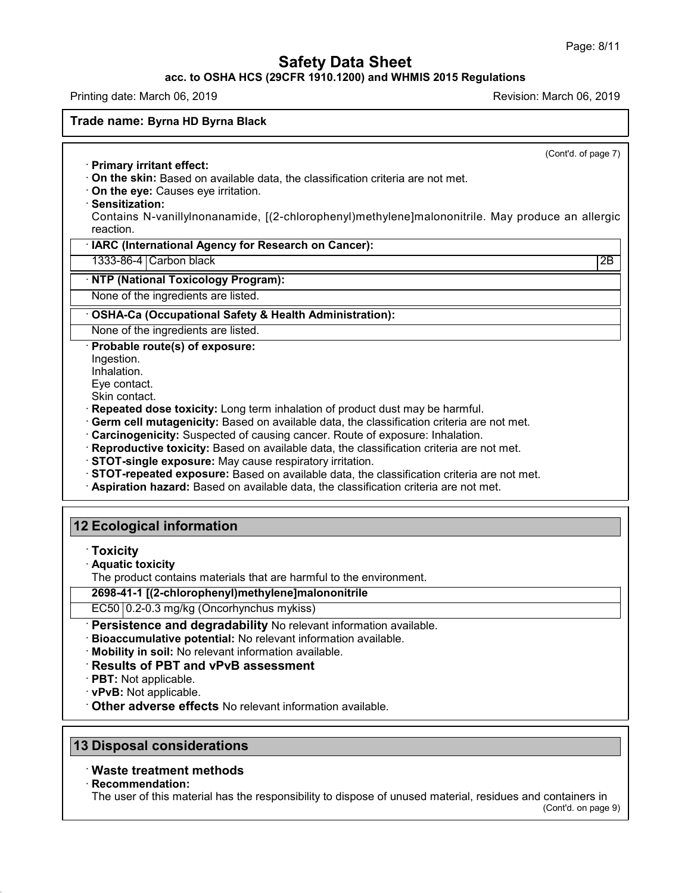(Cont'd. of page 7)

· **Primary irritant effect:**
· **On the skin:** Based on available data, the classification criteria are not met.
· **On the eye:** Causes eye irritation.
· **Sensitization:**
Contains N-vanillylnonanamide, [(2-chlorophenyl)methylene]malononitrile. May produce an allergic reaction.

| · **IARC (International Agency for Research on Cancer):** | | |
|---|---|---|
| 1333-86-4 | Carbon black | 2B |

| · **NTP (National Toxicology Program):** |
|---|
| None of the ingredients are listed. |

| · **OSHA-Ca (Occupational Safety & Health Administration):** |
|---|
| None of the ingredients are listed. |

· **Probable route(s) of exposure:**
Ingestion.
Inhalation.
Eye contact.
Skin contact.
· **Repeated dose toxicity:** Long term inhalation of product dust may be harmful.
· **Germ cell mutagenicity:** Based on available data, the classification criteria are not met.
· **Carcinogenicity:** Suspected of causing cancer. Route of exposure: Inhalation.
· **Reproductive toxicity:** Based on available data, the classification criteria are not met.
· **STOT-single exposure:** May cause respiratory irritation.
· **STOT-repeated exposure:** Based on available data, the classification criteria are not met.
· **Aspiration hazard:** Based on available data, the classification criteria are not met.

## 12 Ecological information

· **Toxicity**
· **Aquatic toxicity**
The product contains materials that are harmful to the environment.

| **2698-41-1 [(2-chlorophenyl)methylene]malononitrile** | |
|---|---|
| EC50 | 0.2-0.3 mg/kg (Oncorhynchus mykiss) |

· **Persistence and degradability** No relevant information available.
· **Bioaccumulative potential:** No relevant information available.
· **Mobility in soil:** No relevant information available.
· **Results of PBT and vPvB assessment**
· **PBT:** Not applicable.
· **vPvB:** Not applicable.
· **Other adverse effects** No relevant information available.

## 13 Disposal considerations

· **Waste treatment methods**
· **Recommendation:**
The user of this material has the responsibility to dispose of unused material, residues and containers in

(Cont'd. on page 9)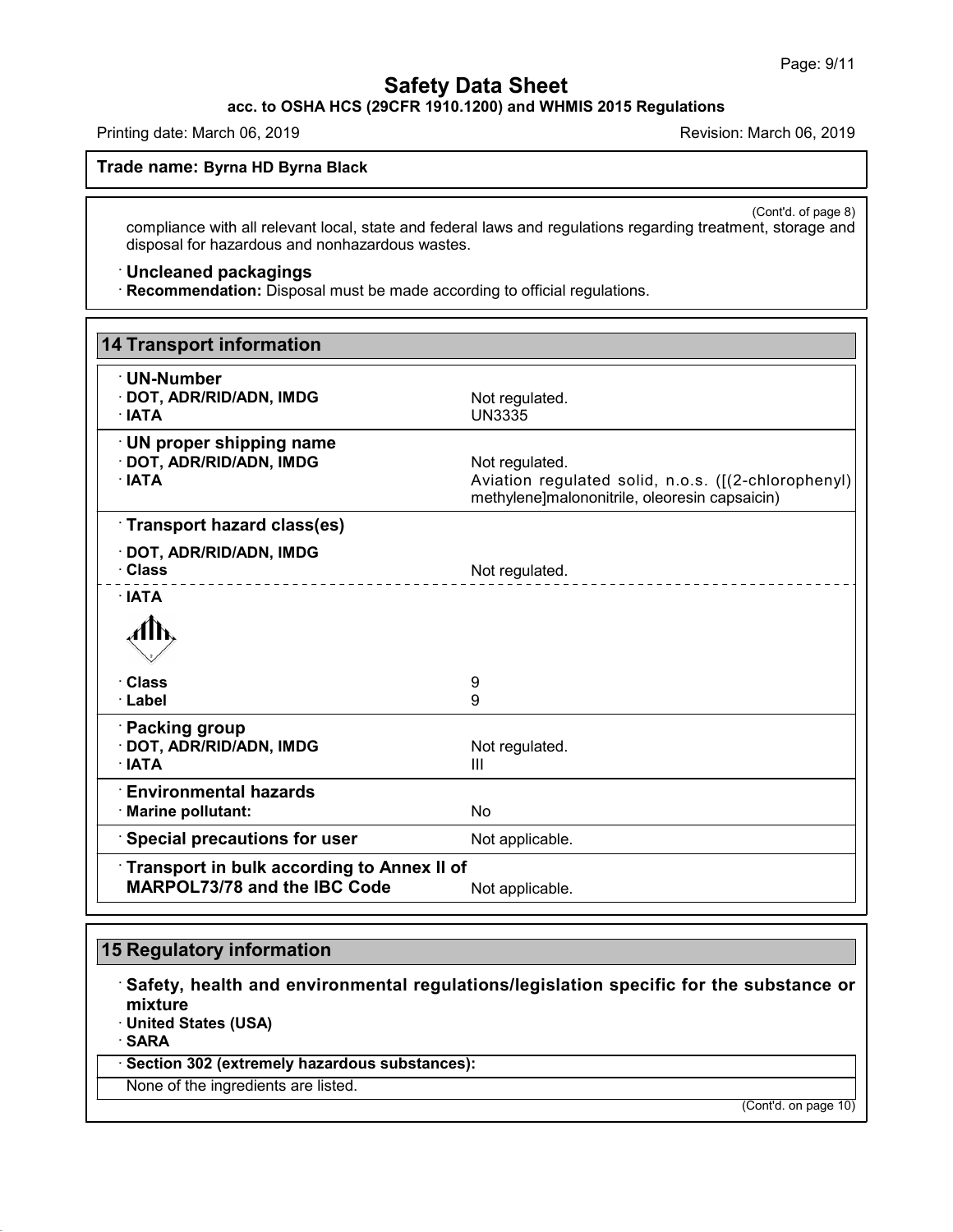**Trade name: Byrna HD Byrna Black**

(Cont'd. of page 8)

compliance with all relevant local, state and federal laws and regulations regarding treatment, storage and disposal for hazardous and nonhazardous wastes.

· **Uncleaned packagings**
· **Recommendation:** Disposal must be made according to official regulations.

## 14 Transport information

| | |
|---|---|
| · **UN-Number** | |
| · **DOT, ADR/RID/ADN, IMDG** | Not regulated. |
| · **IATA** | UN3335 |
| · **UN proper shipping name** | |
| · **DOT, ADR/RID/ADN, IMDG** | Not regulated. |
| · **IATA** | Aviation regulated solid, n.o.s. ([(2-chlorophenyl) methylene]malononitrile, oleoresin capsaicin) |
| · **Transport hazard class(es)** | |
| · **DOT, ADR/RID/ADN, IMDG** | |
| · **Class** | Not regulated. |
| · **IATA** | |
| · **Class** | 9 |
| · **Label** | 9 |
| · **Packing group** | |
| · **DOT, ADR/RID/ADN, IMDG** | Not regulated. |
| · **IATA** | III |
| · **Environmental hazards** | |
| · **Marine pollutant:** | No |
| · **Special precautions for user** | Not applicable. |
| · **Transport in bulk according to Annex II of MARPOL73/78 and the IBC Code** | Not applicable. |

## 15 Regulatory information

· **Safety, health and environmental regulations/legislation specific for the substance or mixture**
· **United States (USA)**
· **SARA**

· **Section 302 (extremely hazardous substances):**

None of the ingredients are listed.

(Cont'd. on page 10)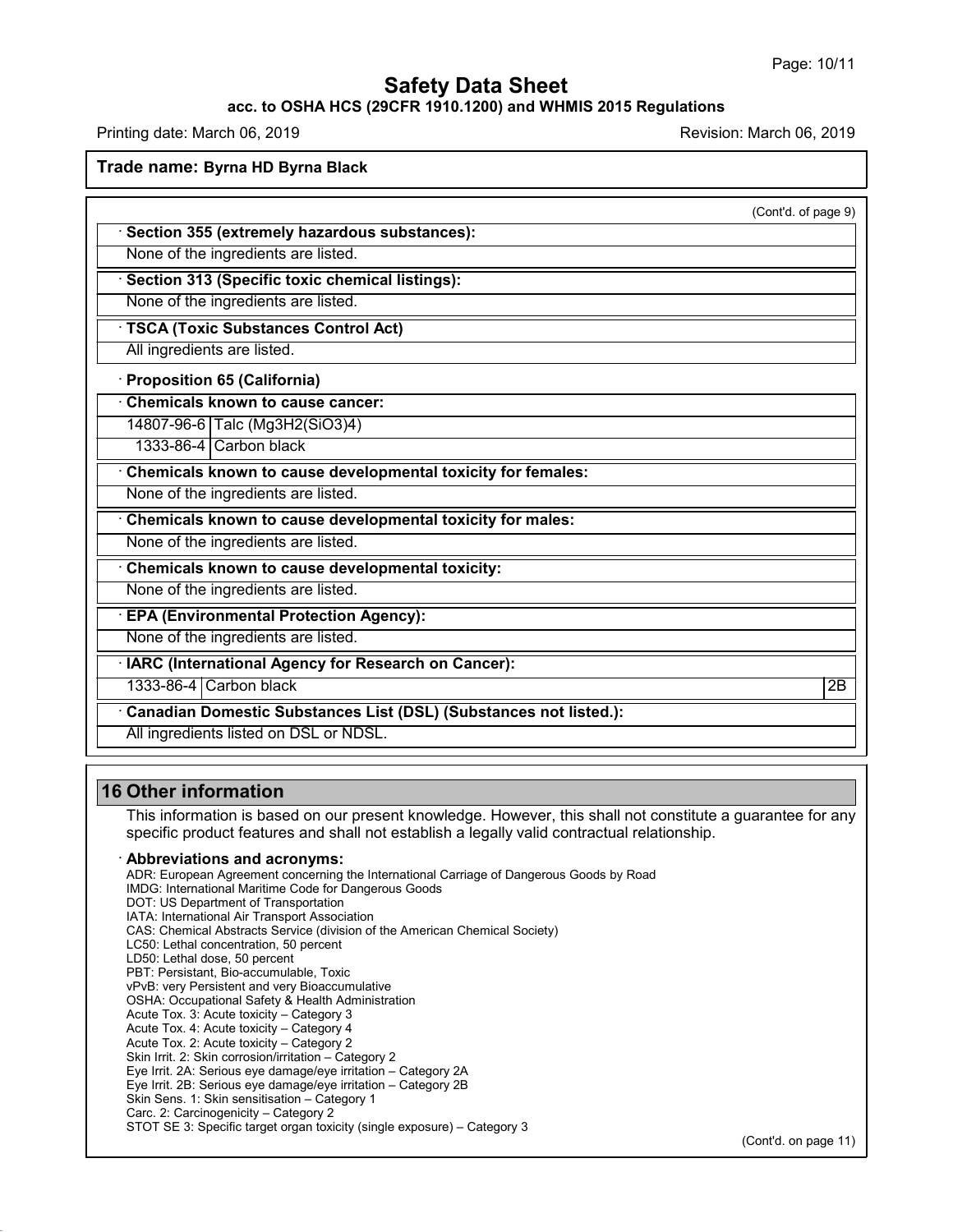**Trade name: Byrna HD Byrna Black**

(Cont'd. of page 9)

· **Section 355 (extremely hazardous substances):**

None of the ingredients are listed.

· **Section 313 (Specific toxic chemical listings):**

None of the ingredients are listed.

· **TSCA (Toxic Substances Control Act)**

All ingredients are listed.

· **Proposition 65 (California)**

· **Chemicals known to cause cancer:**

| | |
|---|---|
| 14807-96-6 | Talc (Mg3H2(SiO3)4) |
| 1333-86-4 | Carbon black |

· **Chemicals known to cause developmental toxicity for females:**

None of the ingredients are listed.

· **Chemicals known to cause developmental toxicity for males:**

None of the ingredients are listed.

· **Chemicals known to cause developmental toxicity:**

None of the ingredients are listed.

· **EPA (Environmental Protection Agency):**

None of the ingredients are listed.

· **IARC (International Agency for Research on Cancer):**

| | | |
|---|---|---|
| 1333-86-4 | Carbon black | 2B |

· **Canadian Domestic Substances List (DSL) (Substances not listed.):**

All ingredients listed on DSL or NDSL.

## 16 Other information

This information is based on our present knowledge. However, this shall not constitute a guarantee for any specific product features and shall not establish a legally valid contractual relationship.

· **Abbreviations and acronyms:**

ADR: European Agreement concerning the International Carriage of Dangerous Goods by Road
IMDG: International Maritime Code for Dangerous Goods
DOT: US Department of Transportation
IATA: International Air Transport Association
CAS: Chemical Abstracts Service (division of the American Chemical Society)
LC50: Lethal concentration, 50 percent
LD50: Lethal dose, 50 percent
PBT: Persistant, Bio-accumulable, Toxic
vPvB: very Persistent and very Bioaccumulative
OSHA: Occupational Safety & Health Administration
Acute Tox. 3: Acute toxicity – Category 3
Acute Tox. 4: Acute toxicity – Category 4
Acute Tox. 2: Acute toxicity – Category 2
Skin Irrit. 2: Skin corrosion/irritation – Category 2
Eye Irrit. 2A: Serious eye damage/eye irritation – Category 2A
Eye Irrit. 2B: Serious eye damage/eye irritation – Category 2B
Skin Sens. 1: Skin sensitisation – Category 1
Carc. 2: Carcinogenicity – Category 2
STOT SE 3: Specific target organ toxicity (single exposure) – Category 3

(Cont'd. on page 11)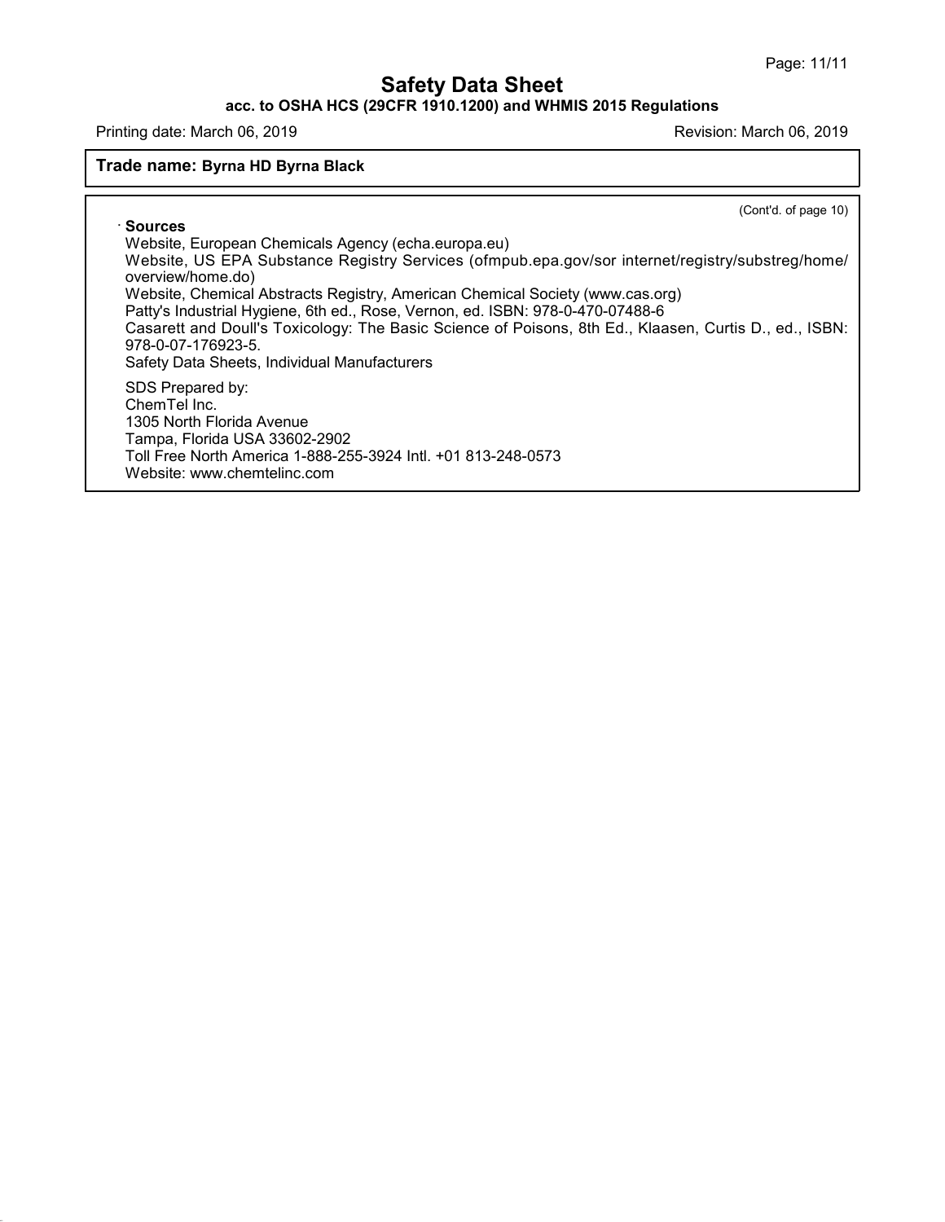**Trade name: Byrna HD Byrna Black**

(Cont'd. of page 10)

· **Sources**

Website, European Chemicals Agency (echa.europa.eu)
Website, US EPA Substance Registry Services (ofmpub.epa.gov/sor internet/registry/substreg/home/overview/home.do)
Website, Chemical Abstracts Registry, American Chemical Society (www.cas.org)
Patty's Industrial Hygiene, 6th ed., Rose, Vernon, ed. ISBN: 978-0-470-07488-6
Casarett and Doull's Toxicology: The Basic Science of Poisons, 8th Ed., Klaasen, Curtis D., ed., ISBN: 978-0-07-176923-5.
Safety Data Sheets, Individual Manufacturers

SDS Prepared by:
ChemTel Inc.
1305 North Florida Avenue
Tampa, Florida USA 33602-2902
Toll Free North America 1-888-255-3924 Intl. +01 813-248-0573
Website: www.chemtelinc.com